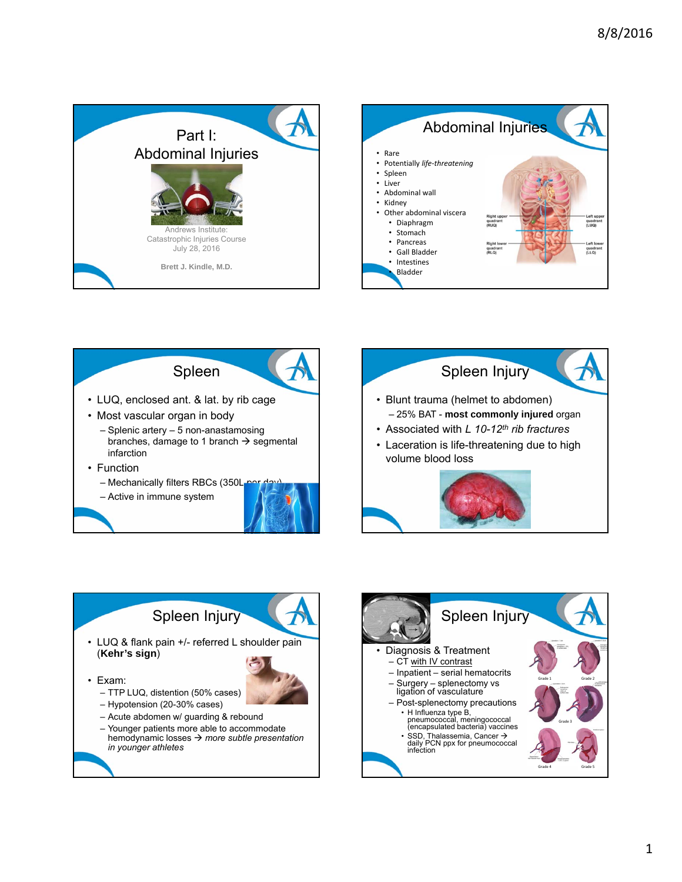## Part I: Abdominal Injuries

Andrews Institute: Catastrophic Injuries Course
July 28, 2016

Brett J. Kindle, M.D.

## Abdominal Injuries

- Rare
- Potentially *life-threatening*
- Spleen
- Liver
- Abdominal wall
- Kidney
- Other abdominal viscera
  - Diaphragm
  - Stomach
  - Pancreas
  - Gall Bladder
  - Intestines
  - Bladder

Right upper quadrant (RUQ)
Left upper quadrant (LUQ)
Right lower quadrant (RLQ)
Left lower quadrant (LLQ)

## Spleen

- LUQ, enclosed ant. & lat. by rib cage
- Most vascular organ in body
  - Splenic artery – 5 non-anastamosing branches, damage to 1 branch → segmental infarction
- Function
  - Mechanically filters RBCs (350L per day)
  - Active in immune system

## Spleen Injury

- Blunt trauma (helmet to abdomen)
  - 25% BAT - **most commonly injured** organ
- Associated with *L 10-12th rib fractures*
- Laceration is life-threatening due to high volume blood loss

## Spleen Injury

- LUQ & flank pain +/- referred L shoulder pain (**Kehr's sign**)
- Exam:
  - TTP LUQ, distention (50% cases)
  - Hypotension (20-30% cases)
  - Acute abdomen w/ guarding & rebound
  - Younger patients more able to accommodate hemodynamic losses → *more subtle presentation in younger athletes*

## Spleen Injury

- Diagnosis & Treatment
  - CT with IV contrast
  - Inpatient – serial hematocrits
  - Surgery – splenectomy vs ligation of vasculature
  - Post-splenectomy precautions
    - H Influenza type B, pneumococcal, meningococcal (encapsulated bacteria) vaccines
    - SSD, Thalassemia, Cancer → daily PCN ppx for pneumococcal infection

Grade 1, Grade 2, Grade 3, Grade 4, Grade 5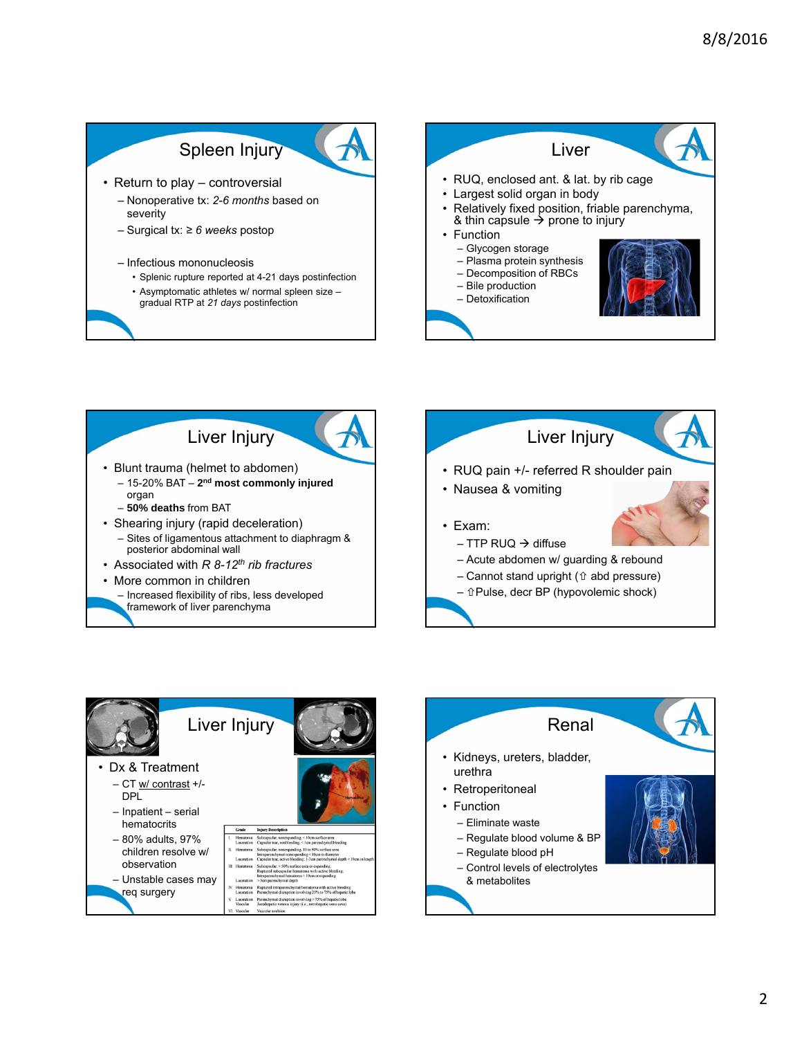## Spleen Injury

- Return to play – controversial
  - Nonoperative tx: *2-6 months* based on severity
  - Surgical tx: ≥ *6 weeks* postop
  - Infectious mononucleosis
    - Splenic rupture reported at 4-21 days postinfection
    - Asymptomatic athletes w/ normal spleen size – gradual RTP at *21 days* postinfection

## Liver

- RUQ, enclosed ant. & lat. by rib cage
- Largest solid organ in body
- Relatively fixed position, friable parenchyma, & thin capsule → prone to injury
- Function
  - Glycogen storage
  - Plasma protein synthesis
  - Decomposition of RBCs
  - Bile production
  - Detoxification

## Liver Injury

- Blunt trauma (helmet to abdomen)
  - 15-20% BAT – **2nd most commonly injured** organ
  - **50% deaths** from BAT
- Shearing injury (rapid deceleration)
  - Sites of ligamentous attachment to diaphragm & posterior abdominal wall
- Associated with *R 8-12th rib fractures*
- More common in children
  - Increased flexibility of ribs, less developed framework of liver parenchyma

## Liver Injury

- RUQ pain +/- referred R shoulder pain
- Nausea & vomiting
- Exam:
  - TTP RUQ → diffuse
  - Acute abdomen w/ guarding & rebound
  - Cannot stand upright (⇧ abd pressure)
  - ⇧Pulse, decr BP (hypovolemic shock)

## Liver Injury

- Dx & Treatment
  - CT w/ contrast +/- DPL
  - Inpatient – serial hematocrits
  - 80% adults, 97% children resolve w/ observation
  - Unstable cases may req surgery

| Grade | | Injury Description |
|---|---|---|
| I. | Hematoma | Subcapsular, nonexpanding, < 10cm surface area |
| | Laceration | Capsular tear, nonbleeding, < 1cm parenchymal bleeding |
| II. | Hematoma | Subcapsular, nonexpanding, 10 to 50% surface area; Intraparenchymal nonexpanding < 10cm in diameter |
| | Laceration | Capsular tear, active bleeding; 1-3cm parenchymal depth < 10cm in length |
| III. | Hematoma | Subcapsular, > 50% surface area or expanding; Ruptured subcapsular hematoma with active bleeding; Intraparenchymal hematoma > 10cm or expanding |
| | Laceration | > 3cm parenchymal depth |
| IV. | Hematoma | Ruptured intraparenchymal hematoma with active bleeding |
| | Laceration | Parenchymal disruption involving 25% to 75% of hepatic lobe |
| V. | Laceration | Parenchymal disruption involving > 75% of hepatic lobe |
| | Vascular | Juxtahepatic venous injury (i.e., retrohepatic vena cava) |
| VI. | Vascular | Vascular avulsion |

## Renal

- Kidneys, ureters, bladder, urethra
- Retroperitoneal
- Function
  - Eliminate waste
  - Regulate blood volume & BP
  - Regulate blood pH
  - Control levels of electrolytes & metabolites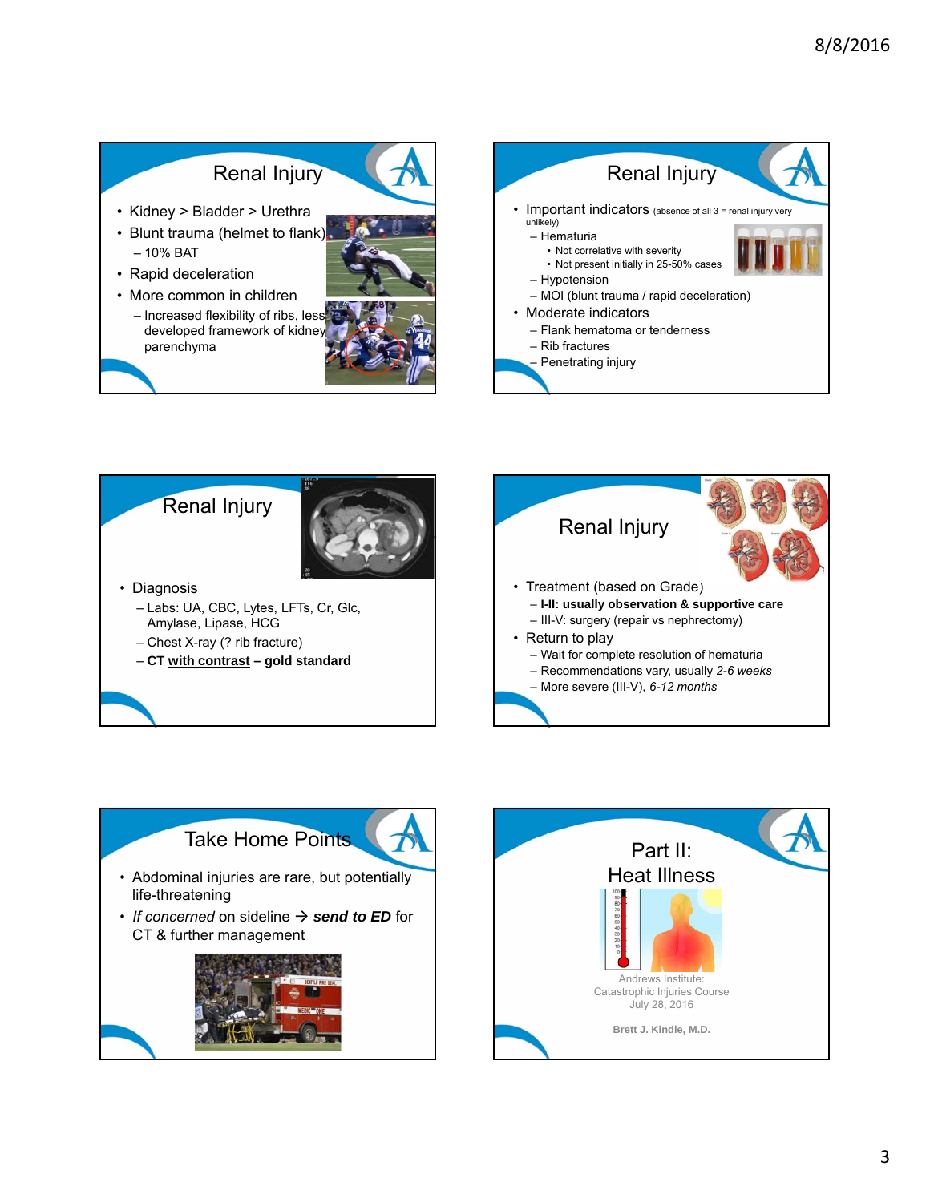## Renal Injury

- Kidney > Bladder > Urethra
- Blunt trauma (helmet to flank)
  - 10% BAT
- Rapid deceleration
- More common in children
  - Increased flexibility of ribs, less developed framework of kidney parenchyma

## Renal Injury

- Important indicators (absence of all 3 = renal injury very unlikely)
  - Hematuria
    - Not correlative with severity
    - Not present initially in 25-50% cases
  - Hypotension
  - MOI (blunt trauma / rapid deceleration)
- Moderate indicators
  - Flank hematoma or tenderness
  - Rib fractures
  - Penetrating injury

## Renal Injury

- Diagnosis
  - Labs: UA, CBC, Lytes, LFTs, Cr, Glc, Amylase, Lipase, HCG
  - Chest X-ray (? rib fracture)
  - **CT with contrast – gold standard**

## Renal Injury

- Treatment (based on Grade)
  - **I-II: usually observation & supportive care**
  - III-V: surgery (repair vs nephrectomy)
- Return to play
  - Wait for complete resolution of hematuria
  - Recommendations vary, usually *2-6 weeks*
  - More severe (III-V), *6-12 months*

## Take Home Points

- Abdominal injuries are rare, but potentially life-threatening
- *If concerned* on sideline → ***send to ED*** for CT & further management

## Part II: Heat Illness

Andrews Institute: Catastrophic Injuries Course
July 28, 2016

**Brett J. Kindle, M.D.**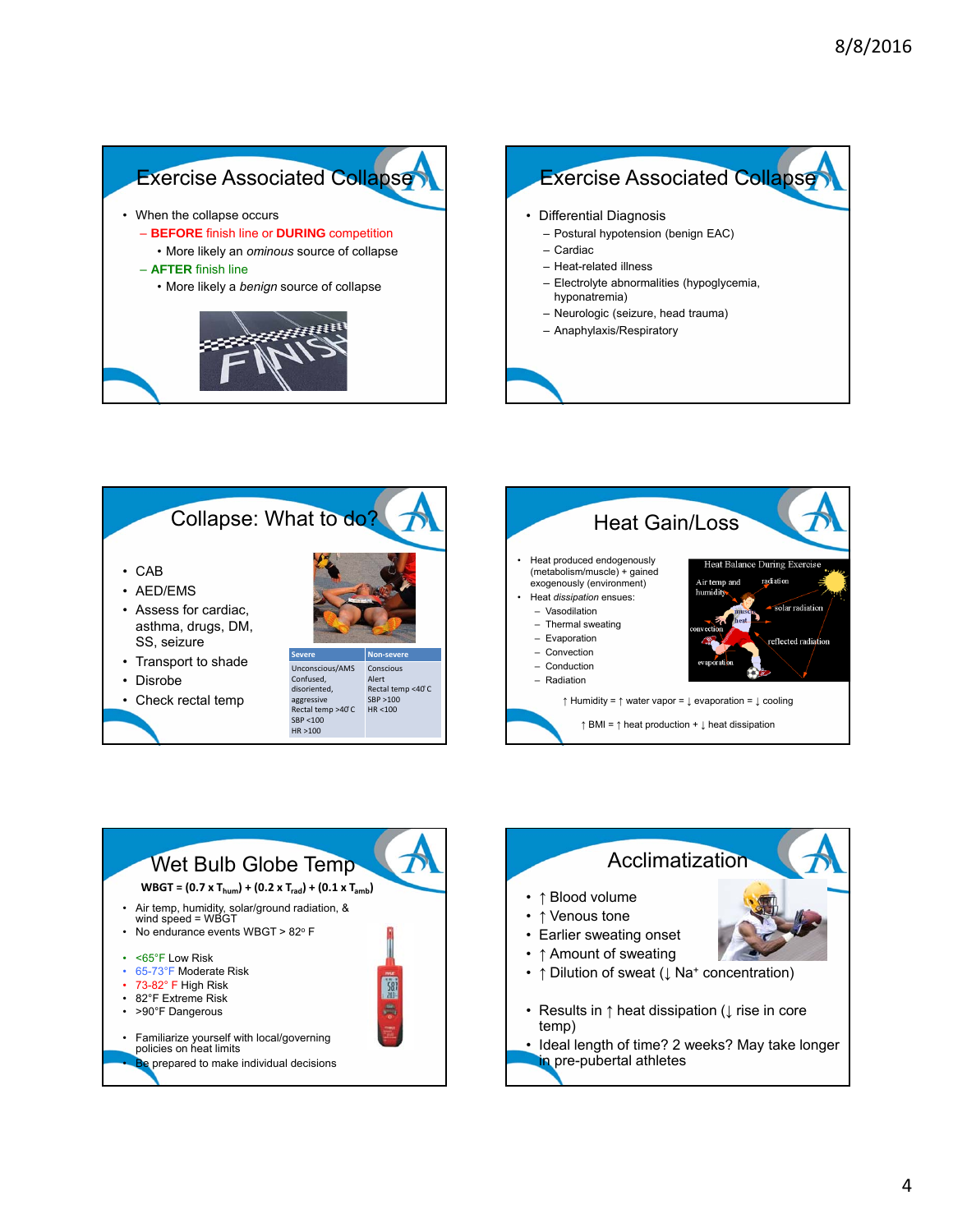## Exercise Associated Collapse

- When the collapse occurs
  - **BEFORE** finish line or **DURING** competition
    - More likely an *ominous* source of collapse
  - **AFTER** finish line
    - More likely a *benign* source of collapse

## Exercise Associated Collapse

- Differential Diagnosis
  - Postural hypotension (benign EAC)
  - Cardiac
  - Heat-related illness
  - Electrolyte abnormalities (hypoglycemia, hyponatremia)
  - Neurologic (seizure, head trauma)
  - Anaphylaxis/Respiratory

## Collapse: What to do?

- CAB
- AED/EMS
- Assess for cardiac, asthma, drugs, DM, SS, seizure
- Transport to shade
- Disrobe
- Check rectal temp

| Severe | Non-severe |
|---|---|
| Unconscious/AMS<br>Confused, disoriented, aggressive<br>Rectal temp >40°C<br>SBP <100<br>HR >100 | Conscious<br>Alert<br>Rectal temp <40°C<br>SBP >100<br>HR <100 |

## Heat Gain/Loss

- Heat produced endogenously (metabolism/muscle) + gained exogenously (environment)
- Heat *dissipation* ensues:
  - Vasodilation
  - Thermal sweating
  - Evaporation
  - Convection
  - Conduction
  - Radiation

↑ Humidity = ↑ water vapor = ↓ evaporation = ↓ cooling

↑ BMI = ↑ heat production + ↓ heat dissipation

## Wet Bulb Globe Temp

**WBGT = (0.7 x $T_{hum}$) + (0.2 x $T_{rad}$) + (0.1 x $T_{amb}$)**

- Air temp, humidity, solar/ground radiation, & wind speed = WBGT
- No endurance events WBGT > 82° F

- <65°F Low Risk
- 65-73°F Moderate Risk
- 73-82° F High Risk
- 82°F Extreme Risk
- >90°F Dangerous

- Familiarize yourself with local/governing policies on heat limits
- Be prepared to make individual decisions

## Acclimatization

- ↑ Blood volume
- ↑ Venous tone
- Earlier sweating onset
- ↑ Amount of sweating
- ↑ Dilution of sweat (↓ $Na^+$ concentration)

- Results in ↑ heat dissipation (↓ rise in core temp)
- Ideal length of time? 2 weeks? May take longer in pre-pubertal athletes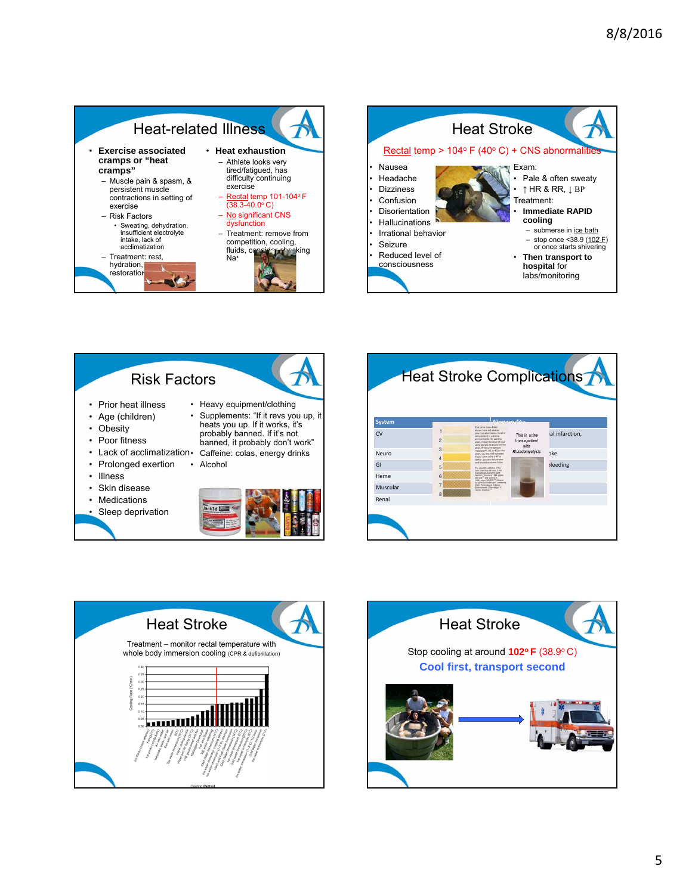## Heat-related Illness

- **Exercise associated cramps or "heat cramps"**
  - Muscle pain & spasm, & persistent muscle contractions in setting of exercise
  - Risk Factors
    - Sweating, dehydration, insufficient electrolyte intake, lack of acclimatization
  - Treatment: rest, hydration, restoration
- **Heat exhaustion**
  - Athlete looks very tired/fatigued, has difficulty continuing exercise
  - Rectal temp 101-104° F (38.3-40.0° C)
  - No significant CNS dysfunction
  - Treatment: remove from competition, cooling, fluids, consider checking Na⁺

## Heat Stroke

Rectal temp > 104° F (40° C) + CNS abnormalities

- Nausea
- Headache
- Dizziness
- Confusion
- Disorientation
- Hallucinations
- Irrational behavior
- Seizure
- Reduced level of consciousness

Exam:
- Pale & often sweaty
- ↑ HR & RR, ↓ BP

Treatment:
- **Immediate RAPID cooling**
  - submerse in ice bath
  - stop once <38.9 (102 F) or once starts shivering
- **Then transport to hospital** for labs/monitoring

## Risk Factors

- Prior heat illness
- Age (children)
- Obesity
- Poor fitness
- Lack of acclimatization
- Prolonged exertion
- Illness
- Skin disease
- Medications
- Sleep deprivation
- Heavy equipment/clothing
- Supplements: "If it revs you up, it heats you up. If it works, it's probably banned. If it's not banned, it probably don't work"
- Caffeine: colas, energy drinks
- Alcohol

## Heat Stroke Complications

| System | Abnormalities |
|---|---|
| CV | ...al infarction, |
| Neuro | ...oke |
| GI | ...bleeding |
| Heme | |
| Muscular | |
| Renal | |

This is urine from a patient with Rhabdomyolysis

## Heat Stroke

Treatment – monitor rectal temperature with whole body immersion cooling (CPR & defibrillation)

## Heat Stroke

Stop cooling at around **102° F** (38.9° C)

**Cool first, transport second**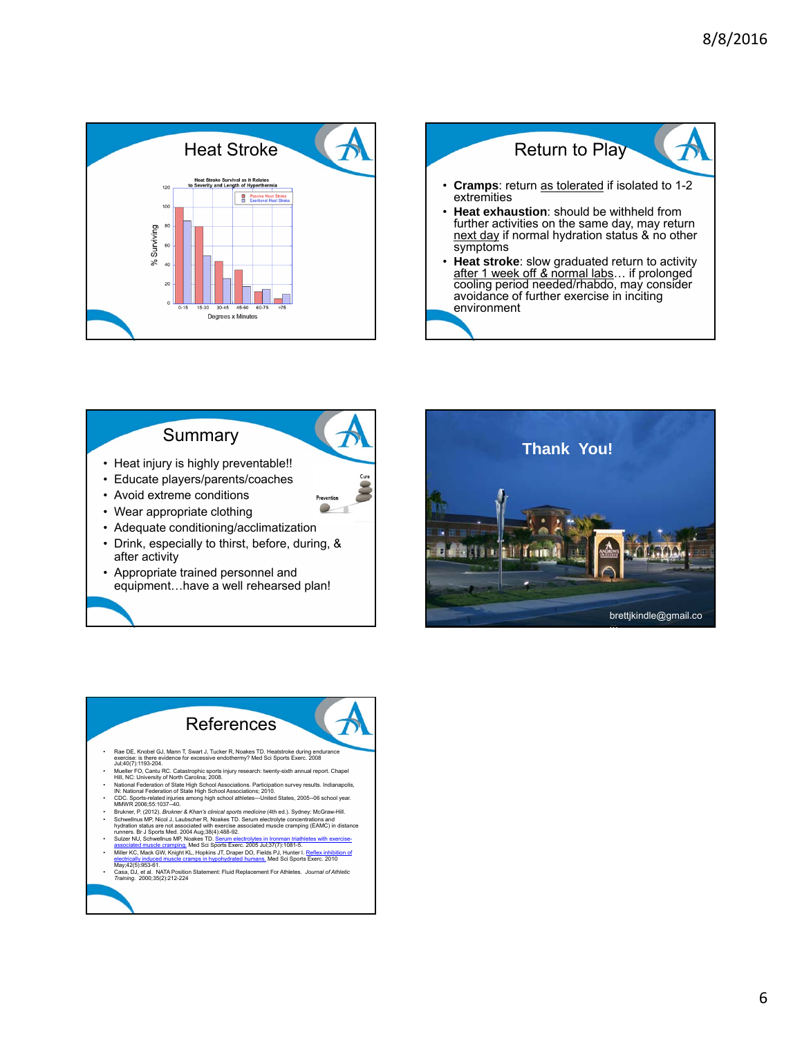## Heat Stroke

Heat Stroke Survival as it Relates to Severity and Length of Hyperthermia

Passive Heat Stroke
Exertional Heat Stroke

% Surviving

120
100
80
60
40
20
0

0-15
15-30
30-45
45-60
60-75
>75

Degrees x Minutes

## Return to Play

- **Cramps**: return as tolerated if isolated to 1-2 extremities
- **Heat exhaustion**: should be withheld from further activities on the same day, may return next day if normal hydration status & no other symptoms
- **Heat stroke**: slow graduated return to activity after 1 week off & normal labs… if prolonged cooling period needed/rhabdo, may consider avoidance of further exercise in inciting environment

## Summary

- Heat injury is highly preventable!!
- Educate players/parents/coaches
- Avoid extreme conditions
- Wear appropriate clothing
- Adequate conditioning/acclimatization
- Drink, especially to thirst, before, during, & after activity
- Appropriate trained personnel and equipment…have a well rehearsed plan!

Cure

Prevention

## Thank You!

brettjkindle@gmail.com

## References

- Rae DE, Knobel GJ, Mann T, Swart J, Tucker R, Noakes TD. Heatstroke during endurance exercise: is there evidence for excessive endothermy? Med Sci Sports Exerc. 2008 Jul;40(7):1193-204.
- Mueller FO, Cantu RC. Catastrophic sports injury research: twenty-sixth annual report. Chapel Hill, NC: University of North Carolina; 2008.
- National Federation of State High School Associations. Participation survey results. Indianapolis, IN: National Federation of State High School Associations; 2010.
- CDC. Sports-related injuries among high school athletes---United States, 2005--06 school year. MMWR 2006;55:1037--40.
- Brukner, P. (2012). *Brukner & Khan's clinical sports medicine* (4th ed.). Sydney: McGraw-Hill.
- Schwellnus MP, Nicol J, Laubscher R, Noakes TD. Serum electrolyte concentrations and hydration status are not associated with exercise associated muscle cramping (EAMC) in distance runners. Br J Sports Med. 2004 Aug;38(4):488-92.
- Sulzer NU, Schwellnus MP, Noakes TD. Serum electrolytes in Ironman triathletes with exercise-associated muscle cramping. Med Sci Sports Exerc. 2005 Jul;37(7):1081-5.
- Miller KC, Mack GW, Knight KL, Hopkins JT, Draper DO, Fields PJ, Hunter I. Reflex inhibition of electrically induced muscle cramps in hypohydrated humans. Med Sci Sports Exerc. 2010 May;42(5):953-61.
- Casa, DJ, et al. NATA Position Statement: Fluid Replacement For Athletes. *Journal of Athletic Training*. 2000;35(2):212-224